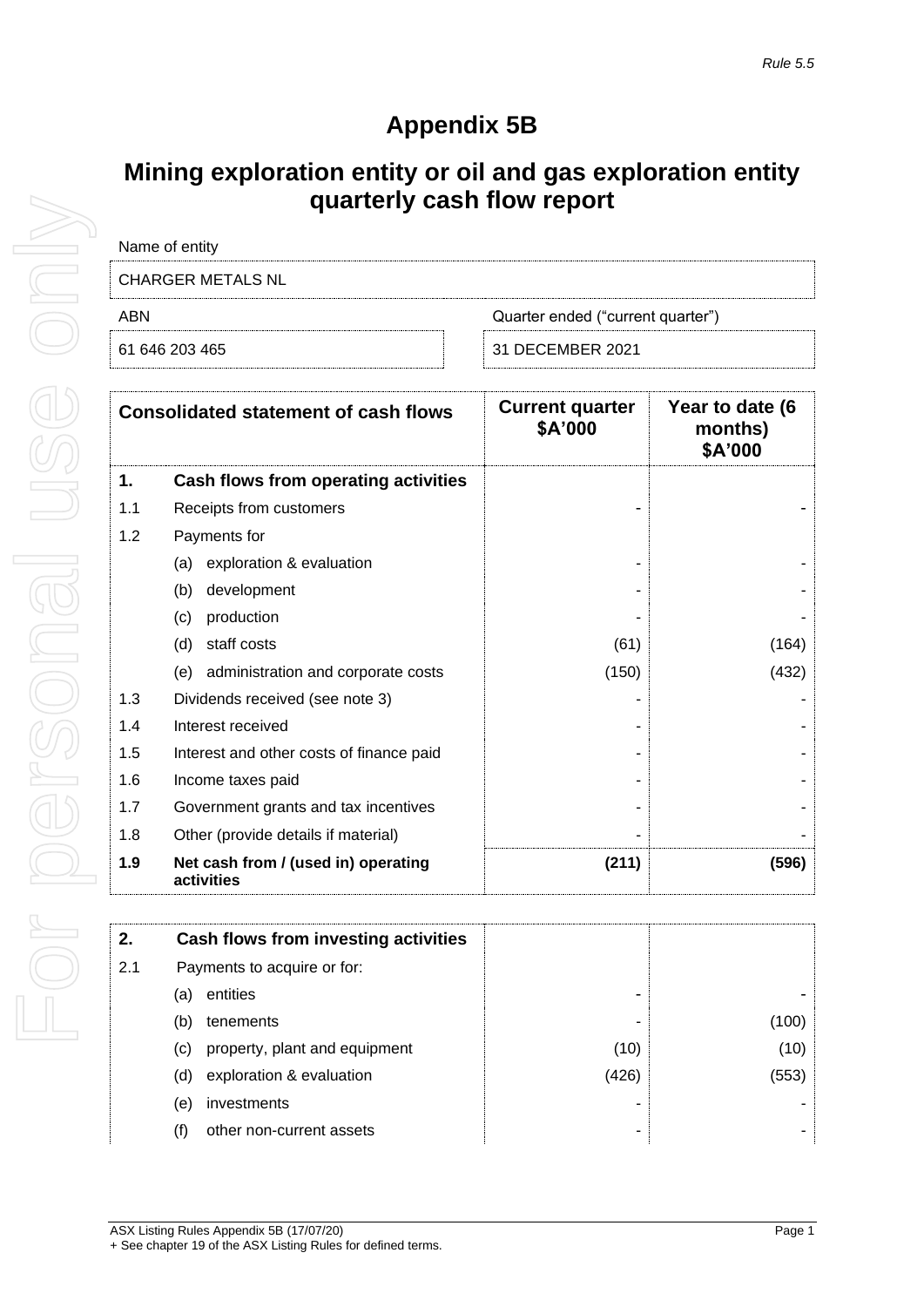*Rule 5.5*

# Appendix 5B

## Mining exploration entity or oil and gas exploration entity quarterly cash flow report

| Name of entity | |
|---|---|
| CHARGER METALS NL | |
| **ABN** | **Quarter ended ("current quarter")** |
| 61 646 203 465 | 31 DECEMBER 2021 |

| | Consolidated statement of cash flows | Current quarter $A'000 | Year to date (6 months) $A'000 |
|---|---|---|---|
| **1.** | **Cash flows from operating activities** | | |
| 1.1 | Receipts from customers | - | - |
| 1.2 | Payments for | | |
| | (a) exploration & evaluation | - | - |
| | (b) development | - | - |
| | (c) production | - | - |
| | (d) staff costs | (61) | (164) |
| | (e) administration and corporate costs | (150) | (432) |
| 1.3 | Dividends received (see note 3) | - | - |
| 1.4 | Interest received | - | - |
| 1.5 | Interest and other costs of finance paid | - | - |
| 1.6 | Income taxes paid | - | - |
| 1.7 | Government grants and tax incentives | - | - |
| 1.8 | Other (provide details if material) | - | - |
| **1.9** | **Net cash from / (used in) operating activities** | **(211)** | **(596)** |

| | | | |
|---|---|---|---|
| **2.** | **Cash flows from investing activities** | | |
| 2.1 | Payments to acquire or for: | | |
| | (a) entities | - | - |
| | (b) tenements | - | (100) |
| | (c) property, plant and equipment | (10) | (10) |
| | (d) exploration & evaluation | (426) | (553) |
| | (e) investments | - | - |
| | (f) other non-current assets | - | - |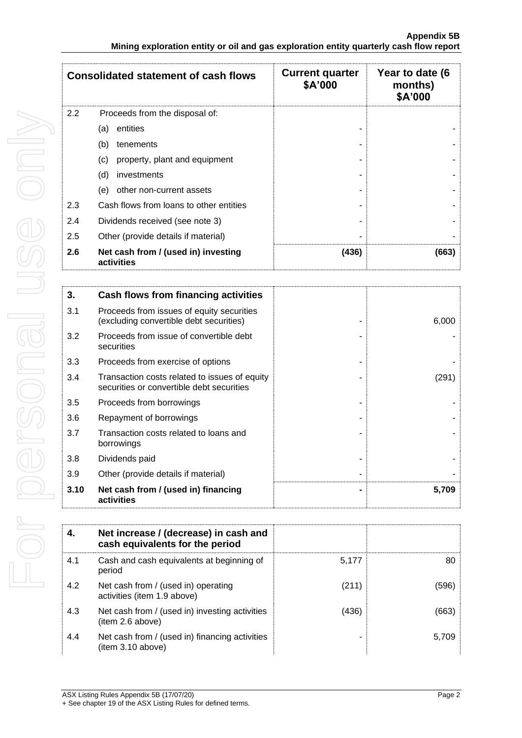| Consolidated statement of cash flows | | Current quarter $A'000 | Year to date (6 months) $A'000 |
|---|---|---|---|
| 2.2 | Proceeds from the disposal of: | | |
| | (a) entities | - | - |
| | (b) tenements | - | - |
| | (c) property, plant and equipment | - | - |
| | (d) investments | - | - |
| | (e) other non-current assets | - | - |
| 2.3 | Cash flows from loans to other entities | - | - |
| 2.4 | Dividends received (see note 3) | - | - |
| 2.5 | Other (provide details if material) | - | - |
| **2.6** | **Net cash from / (used in) investing activities** | **(436)** | **(663)** |

| **3.** | **Cash flows from financing activities** | | |
|---|---|---|---|
| 3.1 | Proceeds from issues of equity securities (excluding convertible debt securities) | - | 6,000 |
| 3.2 | Proceeds from issue of convertible debt securities | - | - |
| 3.3 | Proceeds from exercise of options | - | - |
| 3.4 | Transaction costs related to issues of equity securities or convertible debt securities | - | (291) |
| 3.5 | Proceeds from borrowings | - | - |
| 3.6 | Repayment of borrowings | - | - |
| 3.7 | Transaction costs related to loans and borrowings | - | - |
| 3.8 | Dividends paid | - | - |
| 3.9 | Other (provide details if material) | - | - |
| **3.10** | **Net cash from / (used in) financing activities** | **-** | **5,709** |

| **4.** | **Net increase / (decrease) in cash and cash equivalents for the period** | | |
|---|---|---|---|
| 4.1 | Cash and cash equivalents at beginning of period | 5,177 | 80 |
| 4.2 | Net cash from / (used in) operating activities (item 1.9 above) | (211) | (596) |
| 4.3 | Net cash from / (used in) investing activities (item 2.6 above) | (436) | (663) |
| 4.4 | Net cash from / (used in) financing activities (item 3.10 above) | - | 5,709 |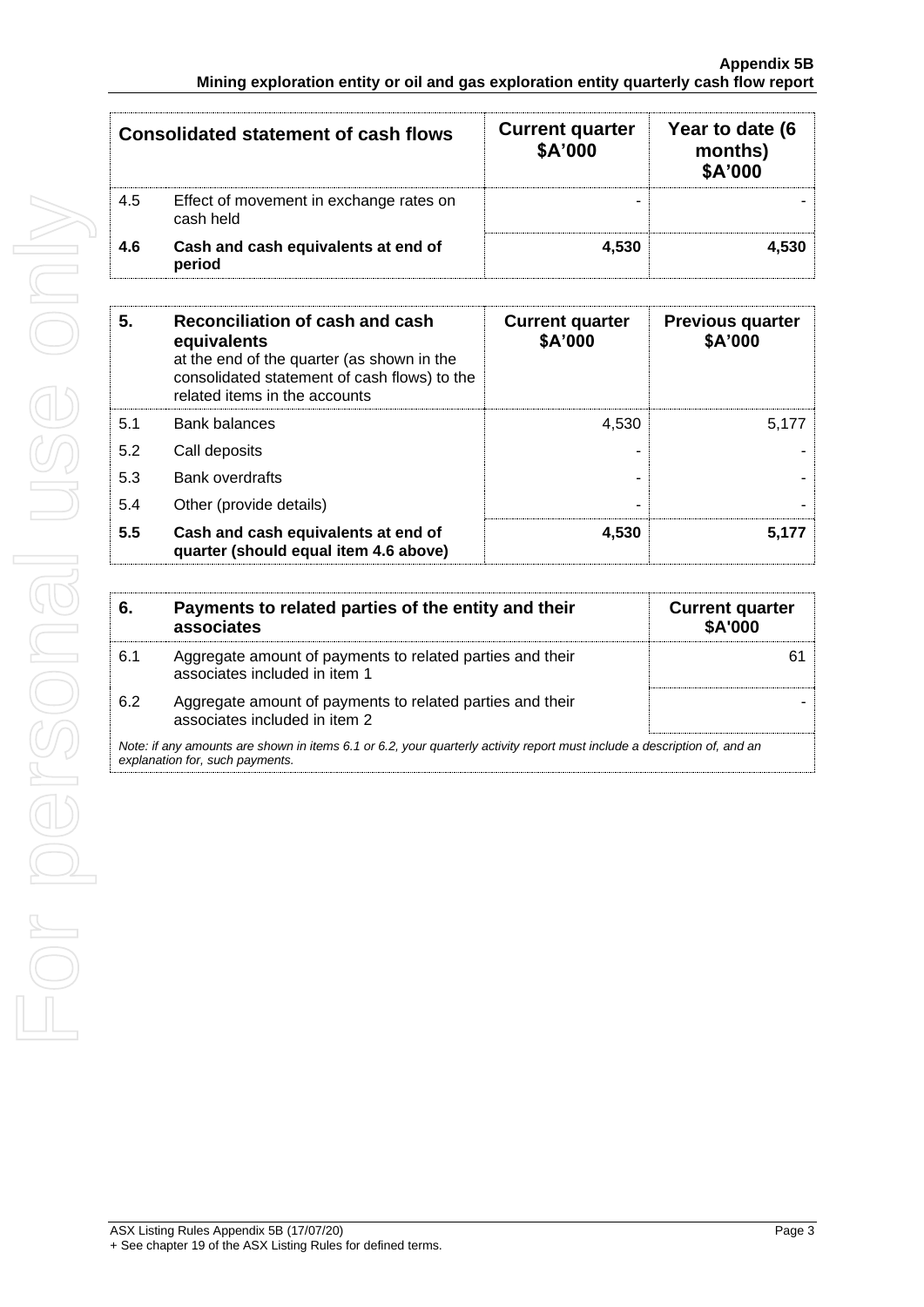| Consolidated statement of cash flows | | Current quarter $A'000 | Year to date (6 months) $A'000 |
|---|---|---|---|
| 4.5 | Effect of movement in exchange rates on cash held | - | - |
| **4.6** | **Cash and cash equivalents at end of period** | **4,530** | **4,530** |

| 5. | Reconciliation of cash and cash equivalents at the end of the quarter (as shown in the consolidated statement of cash flows) to the related items in the accounts | Current quarter $A'000 | Previous quarter $A'000 |
|---|---|---|---|
| 5.1 | Bank balances | 4,530 | 5,177 |
| 5.2 | Call deposits | - | - |
| 5.3 | Bank overdrafts | - | - |
| 5.4 | Other (provide details) | - | - |
| **5.5** | **Cash and cash equivalents at end of quarter (should equal item 4.6 above)** | **4,530** | **5,177** |

| 6. | Payments to related parties of the entity and their associates | Current quarter $A'000 |
|---|---|---|
| 6.1 | Aggregate amount of payments to related parties and their associates included in item 1 | 61 |
| 6.2 | Aggregate amount of payments to related parties and their associates included in item 2 | - |

*Note: if any amounts are shown in items 6.1 or 6.2, your quarterly activity report must include a description of, and an explanation for, such payments.*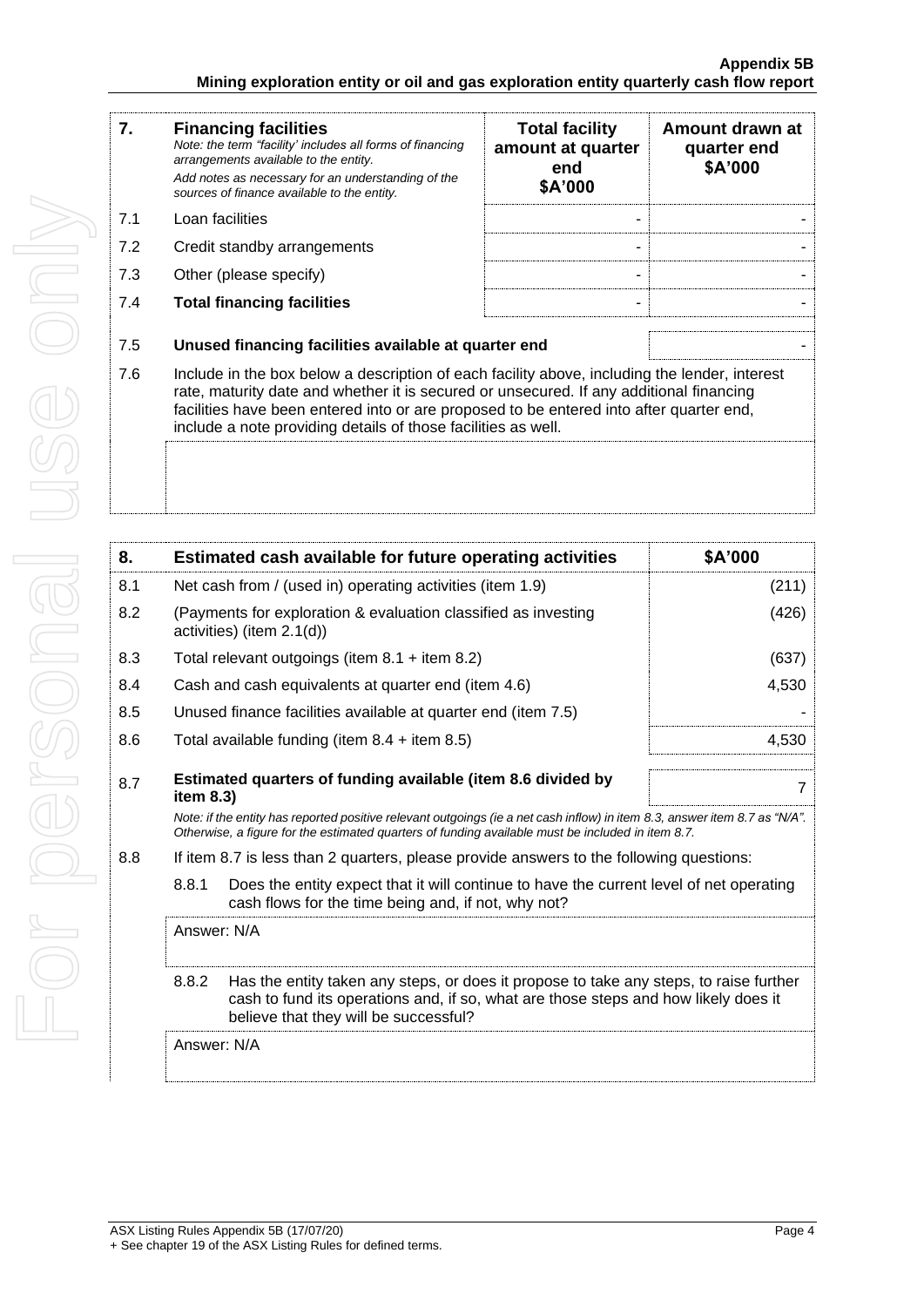| 7. | **Financing facilities**<br>*Note: the term "facility' includes all forms of financing arrangements available to the entity.*<br>*Add notes as necessary for an understanding of the sources of finance available to the entity.* | **Total facility amount at quarter end**<br>**\$A'000** | **Amount drawn at quarter end**<br>**\$A'000** |
|---|---|---|---|
| 7.1 | Loan facilities | - | - |
| 7.2 | Credit standby arrangements | - | - |
| 7.3 | Other (please specify) | - | - |
| 7.4 | **Total financing facilities** | - | - |

| | | |
|---|---|---|
| 7.5 | **Unused financing facilities available at quarter end** | - |

7.6 Include in the box below a description of each facility above, including the lender, interest rate, maturity date and whether it is secured or unsecured. If any additional financing facilities have been entered into or are proposed to be entered into after quarter end, include a note providing details of those facilities as well.

| 8. | **Estimated cash available for future operating activities** | **\$A'000** |
|---|---|---|
| 8.1 | Net cash from / (used in) operating activities (item 1.9) | (211) |
| 8.2 | (Payments for exploration & evaluation classified as investing activities) (item 2.1(d)) | (426) |
| 8.3 | Total relevant outgoings (item 8.1 + item 8.2) | (637) |
| 8.4 | Cash and cash equivalents at quarter end (item 4.6) | 4,530 |
| 8.5 | Unused finance facilities available at quarter end (item 7.5) | - |
| 8.6 | Total available funding (item 8.4 + item 8.5) | 4,530 |
| 8.7 | **Estimated quarters of funding available (item 8.6 divided by item 8.3)** | 7 |

*Note: if the entity has reported positive relevant outgoings (ie a net cash inflow) in item 8.3, answer item 8.7 as "N/A". Otherwise, a figure for the estimated quarters of funding available must be included in item 8.7.*

8.8 If item 8.7 is less than 2 quarters, please provide answers to the following questions:

8.8.1 Does the entity expect that it will continue to have the current level of net operating cash flows for the time being and, if not, why not?

Answer: N/A

8.8.2 Has the entity taken any steps, or does it propose to take any steps, to raise further cash to fund its operations and, if so, what are those steps and how likely does it believe that they will be successful?

Answer: N/A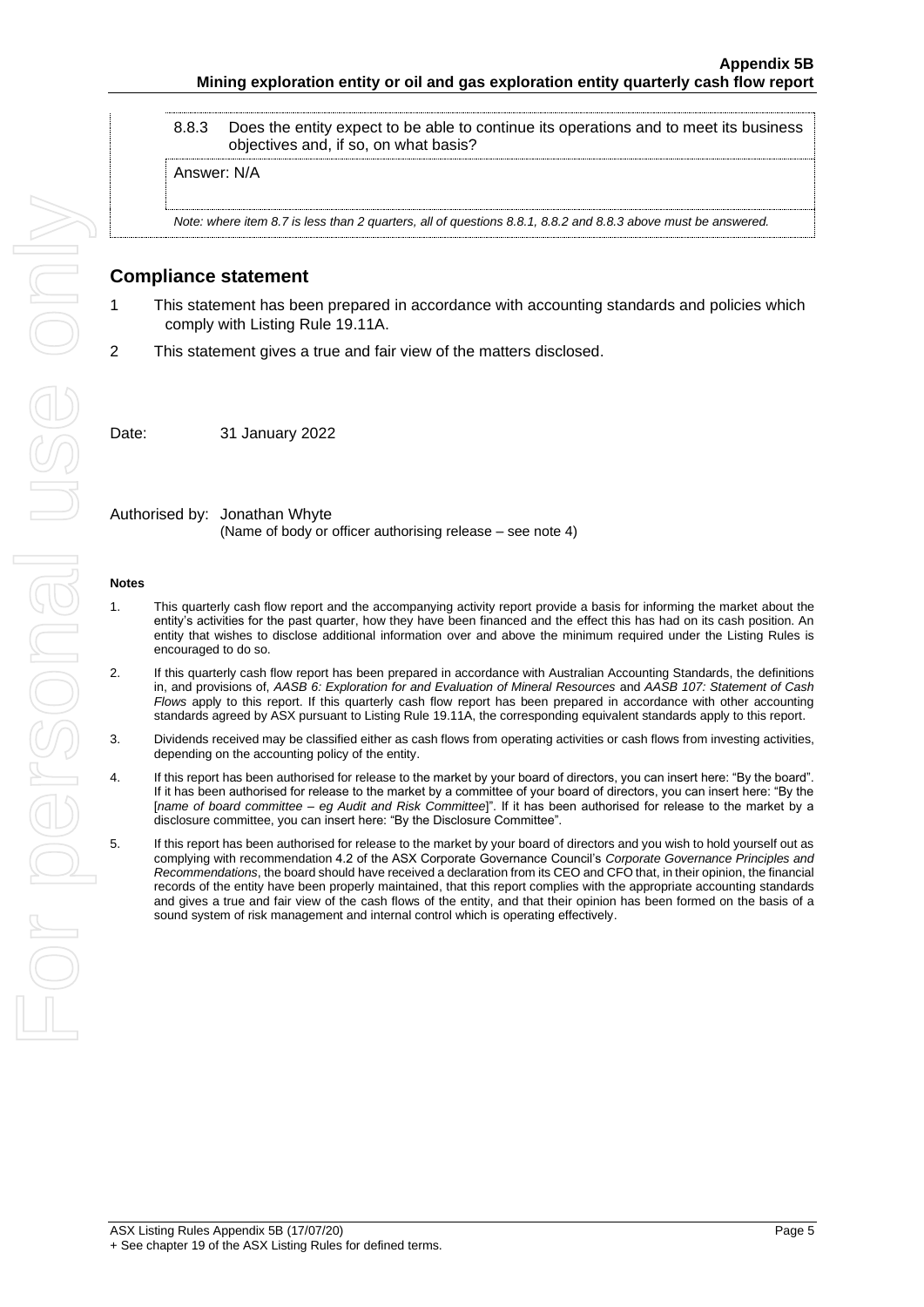| 8.8.3 | Does the entity expect to be able to continue its operations and to meet its business objectives and, if so, on what basis? |
|---|---|
| Answer: N/A | |

*Note: where item 8.7 is less than 2 quarters, all of questions 8.8.1, 8.8.2 and 8.8.3 above must be answered.*

## Compliance statement

1. This statement has been prepared in accordance with accounting standards and policies which comply with Listing Rule 19.11A.
2. This statement gives a true and fair view of the matters disclosed.

Date: 31 January 2022

Authorised by: Jonathan Whyte
(Name of body or officer authorising release – see note 4)

**Notes**

1. This quarterly cash flow report and the accompanying activity report provide a basis for informing the market about the entity's activities for the past quarter, how they have been financed and the effect this has had on its cash position. An entity that wishes to disclose additional information over and above the minimum required under the Listing Rules is encouraged to do so.
2. If this quarterly cash flow report has been prepared in accordance with Australian Accounting Standards, the definitions in, and provisions of, *AASB 6: Exploration for and Evaluation of Mineral Resources* and *AASB 107: Statement of Cash Flows* apply to this report. If this quarterly cash flow report has been prepared in accordance with other accounting standards agreed by ASX pursuant to Listing Rule 19.11A, the corresponding equivalent standards apply to this report.
3. Dividends received may be classified either as cash flows from operating activities or cash flows from investing activities, depending on the accounting policy of the entity.
4. If this report has been authorised for release to the market by your board of directors, you can insert here: "By the board". If it has been authorised for release to the market by a committee of your board of directors, you can insert here: "By the [*name of board committee – eg Audit and Risk Committee*]". If it has been authorised for release to the market by a disclosure committee, you can insert here: "By the Disclosure Committee".
5. If this report has been authorised for release to the market by your board of directors and you wish to hold yourself out as complying with recommendation 4.2 of the ASX Corporate Governance Council's *Corporate Governance Principles and Recommendations*, the board should have received a declaration from its CEO and CFO that, in their opinion, the financial records of the entity have been properly maintained, that this report complies with the appropriate accounting standards and gives a true and fair view of the cash flows of the entity, and that their opinion has been formed on the basis of a sound system of risk management and internal control which is operating effectively.